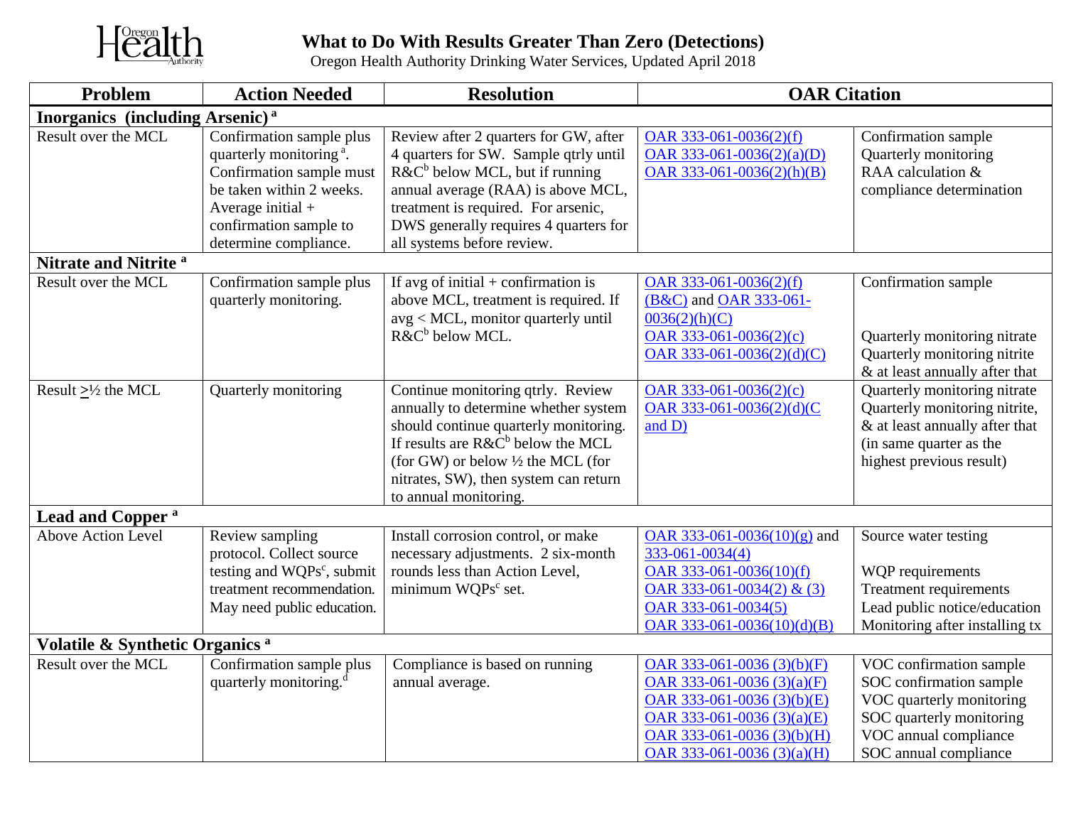# What to Do With Results Greater Than Zero (Detections)

Oregon Health Authority Drinking Water Services, Updated April 2018

| Problem | Action Needed | Resolution | OAR Citation | |
|---|---|---|---|---|
| **Inorganics (including Arsenic)** [a] | | | | |
| Result over the MCL | Confirmation sample plus quarterly monitoring [a]. Confirmation sample must be taken within 2 weeks. Average initial + confirmation sample to determine compliance. | Review after 2 quarters for GW, after 4 quarters for SW. Sample qtrly until R&C[b] below MCL, but if running annual average (RAA) is above MCL, treatment is required. For arsenic, DWS generally requires 4 quarters for all systems before review. | OAR 333-061-0036(2)(f)<br>OAR 333-061-0036(2)(a)(D)<br>OAR 333-061-0036(2)(h)(B) | Confirmation sample<br>Quarterly monitoring<br>RAA calculation & compliance determination |
| **Nitrate and Nitrite** [a] | | | | |
| Result over the MCL | Confirmation sample plus quarterly monitoring. | If avg of initial + confirmation is above MCL, treatment is required. If avg < MCL, monitor quarterly until R&C[b] below MCL. | OAR 333-061-0036(2)(f) (B&C) and OAR 333-061-0036(2)(h)(C)<br>OAR 333-061-0036(2)(c)<br>OAR 333-061-0036(2)(d)(C) | Confirmation sample<br>Quarterly monitoring nitrate<br>Quarterly monitoring nitrite & at least annually after that |
| Result ≥½ the MCL | Quarterly monitoring | Continue monitoring qtrly. Review annually to determine whether system should continue quarterly monitoring. If results are R&C[b] below the MCL (for GW) or below ½ the MCL (for nitrates, SW), then system can return to annual monitoring. | OAR 333-061-0036(2)(c)<br>OAR 333-061-0036(2)(d)(C and D) | Quarterly monitoring nitrate<br>Quarterly monitoring nitrite, & at least annually after that (in same quarter as the highest previous result) |
| **Lead and Copper** [a] | | | | |
| Above Action Level | Review sampling protocol. Collect source testing and WQPs[c], submit treatment recommendation. May need public education. | Install corrosion control, or make necessary adjustments. 2 six-month rounds less than Action Level, minimum WQPs[c] set. | OAR 333-061-0036(10)(g) and 333-061-0034(4)<br>OAR 333-061-0036(10)(f)<br>OAR 333-061-0034(2) & (3)<br>OAR 333-061-0034(5)<br>OAR 333-061-0036(10)(d)(B) | Source water testing<br>WQP requirements<br>Treatment requirements<br>Lead public notice/education<br>Monitoring after installing tx |
| **Volatile & Synthetic Organics** [a] | | | | |
| Result over the MCL | Confirmation sample plus quarterly monitoring.[d] | Compliance is based on running annual average. | OAR 333-061-0036 (3)(b)(F)<br>OAR 333-061-0036 (3)(a)(F)<br>OAR 333-061-0036 (3)(b)(E)<br>OAR 333-061-0036 (3)(a)(E)<br>OAR 333-061-0036 (3)(b)(H)<br>OAR 333-061-0036 (3)(a)(H) | VOC confirmation sample<br>SOC confirmation sample<br>VOC quarterly monitoring<br>SOC quarterly monitoring<br>VOC annual compliance<br>SOC annual compliance |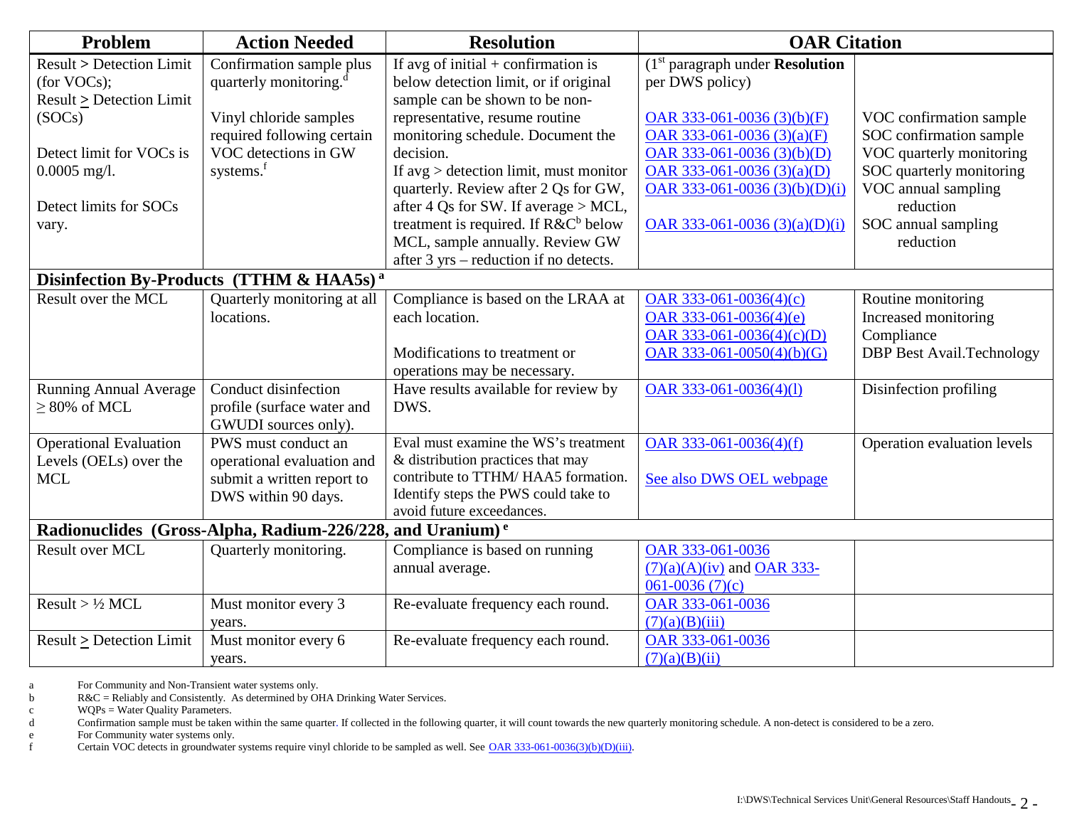| Problem | Action Needed | Resolution | OAR Citation | |
|---|---|---|---|---|
| Result > Detection Limit (for VOCs);<br>Result ≥ Detection Limit (SOCs)<br><br>Detect limit for VOCs is 0.0005 mg/l.<br><br>Detect limits for SOCs vary. | Confirmation sample plus quarterly monitoring.[d]<br><br>Vinyl chloride samples required following certain VOC detections in GW systems.[f] | If avg of initial + confirmation is below detection limit, or if original sample can be shown to be non-representative, resume routine monitoring schedule. Document the decision.<br>If avg > detection limit, must monitor quarterly. Review after 2 Qs for GW, after 4 Qs for SW. If average > MCL, treatment is required. If R&C[b] below MCL, sample annually. Review GW after 3 yrs – reduction if no detects. | (1st paragraph under **Resolution** per DWS policy)<br><br>OAR 333-061-0036 (3)(b)(F)<br>OAR 333-061-0036 (3)(a)(F)<br>OAR 333-061-0036 (3)(b)(D)<br>OAR 333-061-0036 (3)(a)(D)<br>OAR 333-061-0036 (3)(b)(D)(i)<br><br>OAR 333-061-0036 (3)(a)(D)(i) | VOC confirmation sample<br>SOC confirmation sample<br>VOC quarterly monitoring<br>SOC quarterly monitoring<br>VOC annual sampling reduction<br>SOC annual sampling reduction |
| **Disinfection By-Products (TTHM & HAA5s)** [a] | | | | |
| Result over the MCL | Quarterly monitoring at all locations. | Compliance is based on the LRAA at each location.<br><br>Modifications to treatment or operations may be necessary. | OAR 333-061-0036(4)(c)<br>OAR 333-061-0036(4)(e)<br>OAR 333-061-0036(4)(c)(D)<br>OAR 333-061-0050(4)(b)(G) | Routine monitoring<br>Increased monitoring<br>Compliance<br>DBP Best Avail.Technology |
| Running Annual Average ≥ 80% of MCL | Conduct disinfection profile (surface water and GWUDI sources only). | Have results available for review by DWS. | OAR 333-061-0036(4)(l) | Disinfection profiling |
| Operational Evaluation Levels (OELs) over the MCL | PWS must conduct an operational evaluation and submit a written report to DWS within 90 days. | Eval must examine the WS's treatment & distribution practices that may contribute to TTHM/ HAA5 formation. Identify steps the PWS could take to avoid future exceedances. | OAR 333-061-0036(4)(f)<br><br>See also DWS OEL webpage | Operation evaluation levels |
| **Radionuclides (Gross-Alpha, Radium-226/228, and Uranium)** [e] | | | | |
| Result over MCL | Quarterly monitoring. | Compliance is based on running annual average. | OAR 333-061-0036 (7)(a)(A)(iv) and OAR 333-061-0036 (7)(c) | |
| Result > ½ MCL | Must monitor every 3 years. | Re-evaluate frequency each round. | OAR 333-061-0036 (7)(a)(B)(iii) | |
| Result ≥ Detection Limit | Must monitor every 6 years. | Re-evaluate frequency each round. | OAR 333-061-0036 (7)(a)(B)(ii) | |

a For Community and Non-Transient water systems only.
b R&C = Reliably and Consistently. As determined by OHA Drinking Water Services.
c WQPs = Water Quality Parameters.
d Confirmation sample must be taken within the same quarter. If collected in the following quarter, it will count towards the new quarterly monitoring schedule. A non-detect is considered to be a zero.
e For Community water systems only.
f Certain VOC detects in groundwater systems require vinyl chloride to be sampled as well. See OAR 333-061-0036(3)(b)(D)(iii).